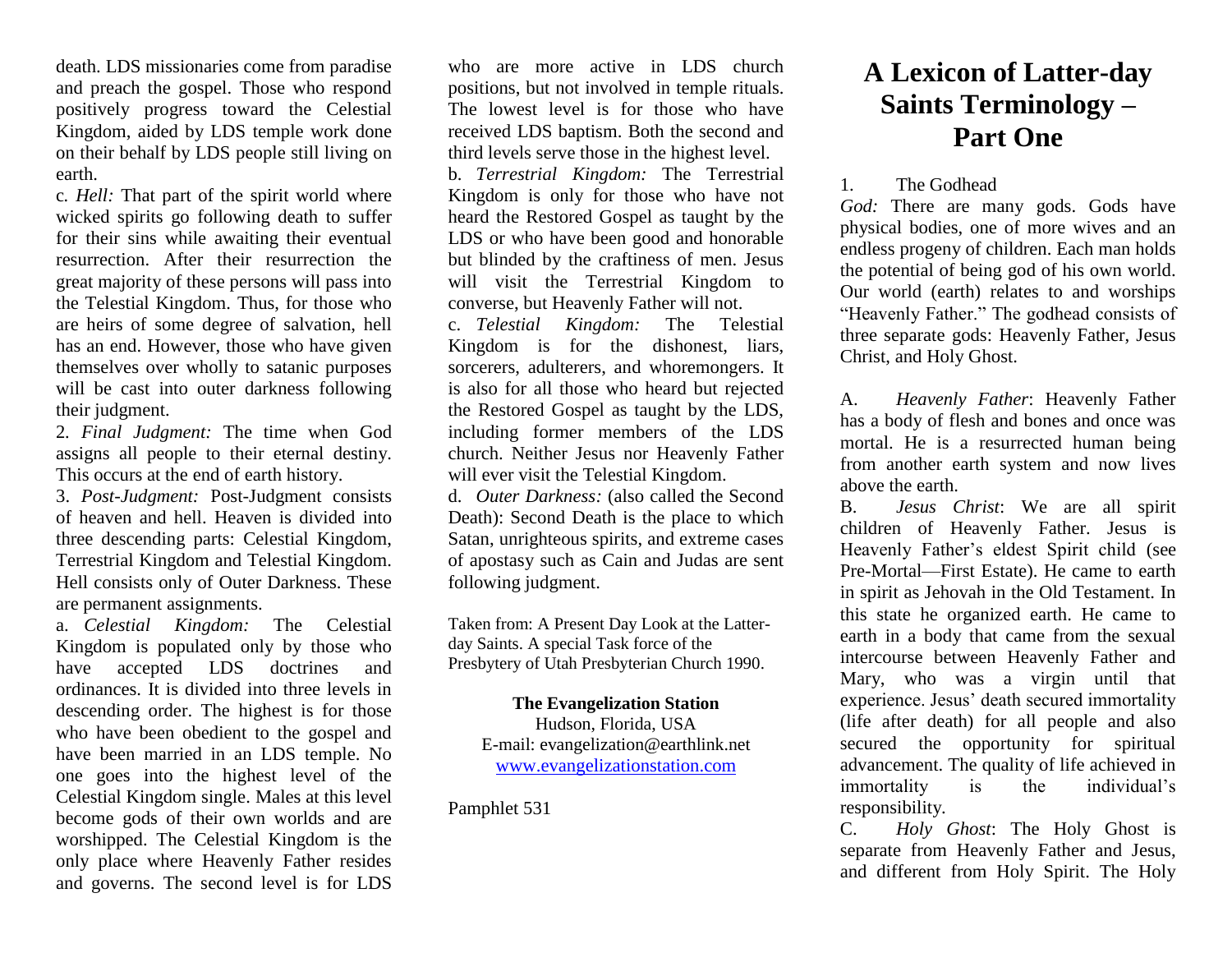death. LDS missionaries come from paradise and preach the gospel. Those who respond positively progress toward the Celestial Kingdom, aided by LDS temple work done on their behalf by LDS people still living on earth.

c. *Hell:* That part of the spirit world where wicked spirits go following death to suffer for their sins while awaiting their eventual resurrection. After their resurrection the great majority of these persons will pass into the Telestial Kingdom. Thus, for those who are heirs of some degree of salvation, hell has an end. However, those who have given themselves over wholly to satanic purposes will be cast into outer darkness following their judgment.

2. *Final Judgment:* The time when God assigns all people to their eternal destiny. This occurs at the end of earth history.

3. *Post-Judgment:* Post-Judgment consists of heaven and hell. Heaven is divided into three descending parts: Celestial Kingdom, Terrestrial Kingdom and Telestial Kingdom. Hell consists only of Outer Darkness. These are permanent assignments.

a. *Celestial Kingdom:* The Celestial Kingdom is populated only by those who have accepted LDS doctrines and ordinances. It is divided into three levels in descending order. The highest is for those who have been obedient to the gospel and have been married in an LDS temple. No one goes into the highest level of the Celestial Kingdom single. Males at this level become gods of their own worlds and are worshipped. The Celestial Kingdom is the only place where Heavenly Father resides and governs. The second level is for LDS who are more active in LDS church positions, but not involved in temple rituals. The lowest level is for those who have received LDS baptism. Both the second and third levels serve those in the highest level.

b. *Terrestrial Kingdom:* The Terrestrial Kingdom is only for those who have not heard the Restored Gospel as taught by the LDS or who have been good and honorable but blinded by the craftiness of men. Jesus will visit the Terrestrial Kingdom to converse, but Heavenly Father will not.

c. *Telestial Kingdom:* The Telestial Kingdom is for the dishonest, liars, sorcerers, adulterers, and whoremongers. It is also for all those who heard but rejected the Restored Gospel as taught by the LDS, including former members of the LDS church. Neither Jesus nor Heavenly Father will ever visit the Telestial Kingdom.

d. *Outer Darkness:* (also called the Second Death): Second Death is the place to which Satan, unrighteous spirits, and extreme cases of apostasy such as Cain and Judas are sent following judgment.

Taken from: A Present Day Look at the Latter-day Saints. A special Task force of the Presbytery of Utah Presbyterian Church 1990.

**The Evangelization Station**
Hudson, Florida, USA
E-mail: evangelization@earthlink.net
www.evangelizationstation.com

Pamphlet 531

# A Lexicon of Latter-day Saints Terminology – Part One

1. The Godhead

*God:* There are many gods. Gods have physical bodies, one of more wives and an endless progeny of children. Each man holds the potential of being god of his own world. Our world (earth) relates to and worships "Heavenly Father." The godhead consists of three separate gods: Heavenly Father, Jesus Christ, and Holy Ghost.

A. *Heavenly Father*: Heavenly Father has a body of flesh and bones and once was mortal. He is a resurrected human being from another earth system and now lives above the earth.

B. *Jesus Christ*: We are all spirit children of Heavenly Father. Jesus is Heavenly Father's eldest Spirit child (see Pre-Mortal—First Estate). He came to earth in spirit as Jehovah in the Old Testament. In this state he organized earth. He came to earth in a body that came from the sexual intercourse between Heavenly Father and Mary, who was a virgin until that experience. Jesus' death secured immortality (life after death) for all people and also secured the opportunity for spiritual advancement. The quality of life achieved in immortality is the individual's responsibility.

C. *Holy Ghost*: The Holy Ghost is separate from Heavenly Father and Jesus, and different from Holy Spirit. The Holy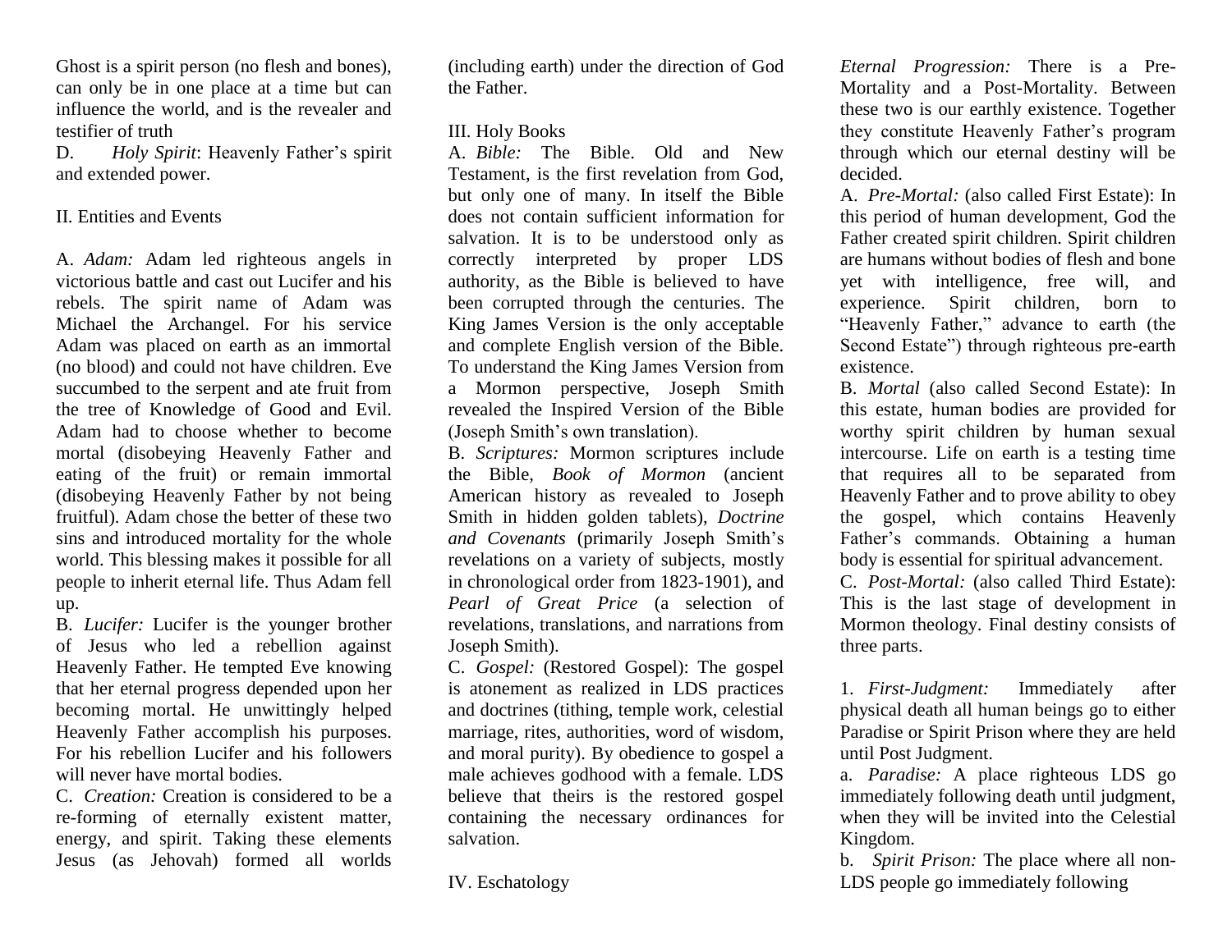Ghost is a spirit person (no flesh and bones), can only be in one place at a time but can influence the world, and is the revealer and testifier of truth

D. *Holy Spirit*: Heavenly Father's spirit and extended power.

II. Entities and Events

A. *Adam:* Adam led righteous angels in victorious battle and cast out Lucifer and his rebels. The spirit name of Adam was Michael the Archangel. For his service Adam was placed on earth as an immortal (no blood) and could not have children. Eve succumbed to the serpent and ate fruit from the tree of Knowledge of Good and Evil. Adam had to choose whether to become mortal (disobeying Heavenly Father and eating of the fruit) or remain immortal (disobeying Heavenly Father by not being fruitful). Adam chose the better of these two sins and introduced mortality for the whole world. This blessing makes it possible for all people to inherit eternal life. Thus Adam fell up.

B. *Lucifer:* Lucifer is the younger brother of Jesus who led a rebellion against Heavenly Father. He tempted Eve knowing that her eternal progress depended upon her becoming mortal. He unwittingly helped Heavenly Father accomplish his purposes. For his rebellion Lucifer and his followers will never have mortal bodies.

C. *Creation:* Creation is considered to be a re-forming of eternally existent matter, energy, and spirit. Taking these elements Jesus (as Jehovah) formed all worlds (including earth) under the direction of God the Father.

III. Holy Books

A. *Bible:* The Bible. Old and New Testament, is the first revelation from God, but only one of many. In itself the Bible does not contain sufficient information for salvation. It is to be understood only as correctly interpreted by proper LDS authority, as the Bible is believed to have been corrupted through the centuries. The King James Version is the only acceptable and complete English version of the Bible. To understand the King James Version from a Mormon perspective, Joseph Smith revealed the Inspired Version of the Bible (Joseph Smith's own translation).

B. *Scriptures:* Mormon scriptures include the Bible, *Book of Mormon* (ancient American history as revealed to Joseph Smith in hidden golden tablets), *Doctrine and Covenants* (primarily Joseph Smith's revelations on a variety of subjects, mostly in chronological order from 1823-1901), and *Pearl of Great Price* (a selection of revelations, translations, and narrations from Joseph Smith).

C. *Gospel:* (Restored Gospel): The gospel is atonement as realized in LDS practices and doctrines (tithing, temple work, celestial marriage, rites, authorities, word of wisdom, and moral purity). By obedience to gospel a male achieves godhood with a female. LDS believe that theirs is the restored gospel containing the necessary ordinances for salvation.

IV. Eschatology

*Eternal Progression:* There is a Pre-Mortality and a Post-Mortality. Between these two is our earthly existence. Together they constitute Heavenly Father's program through which our eternal destiny will be decided.

A. *Pre-Mortal:* (also called First Estate): In this period of human development, God the Father created spirit children. Spirit children are humans without bodies of flesh and bone yet with intelligence, free will, and experience. Spirit children, born to "Heavenly Father," advance to earth (the Second Estate") through righteous pre-earth existence.

B. *Mortal* (also called Second Estate): In this estate, human bodies are provided for worthy spirit children by human sexual intercourse. Life on earth is a testing time that requires all to be separated from Heavenly Father and to prove ability to obey the gospel, which contains Heavenly Father's commands. Obtaining a human body is essential for spiritual advancement.

C. *Post-Mortal:* (also called Third Estate): This is the last stage of development in Mormon theology. Final destiny consists of three parts.

1. *First-Judgment:* Immediately after physical death all human beings go to either Paradise or Spirit Prison where they are held until Post Judgment.

a. *Paradise:* A place righteous LDS go immediately following death until judgment, when they will be invited into the Celestial Kingdom.

b. *Spirit Prison:* The place where all non-LDS people go immediately following